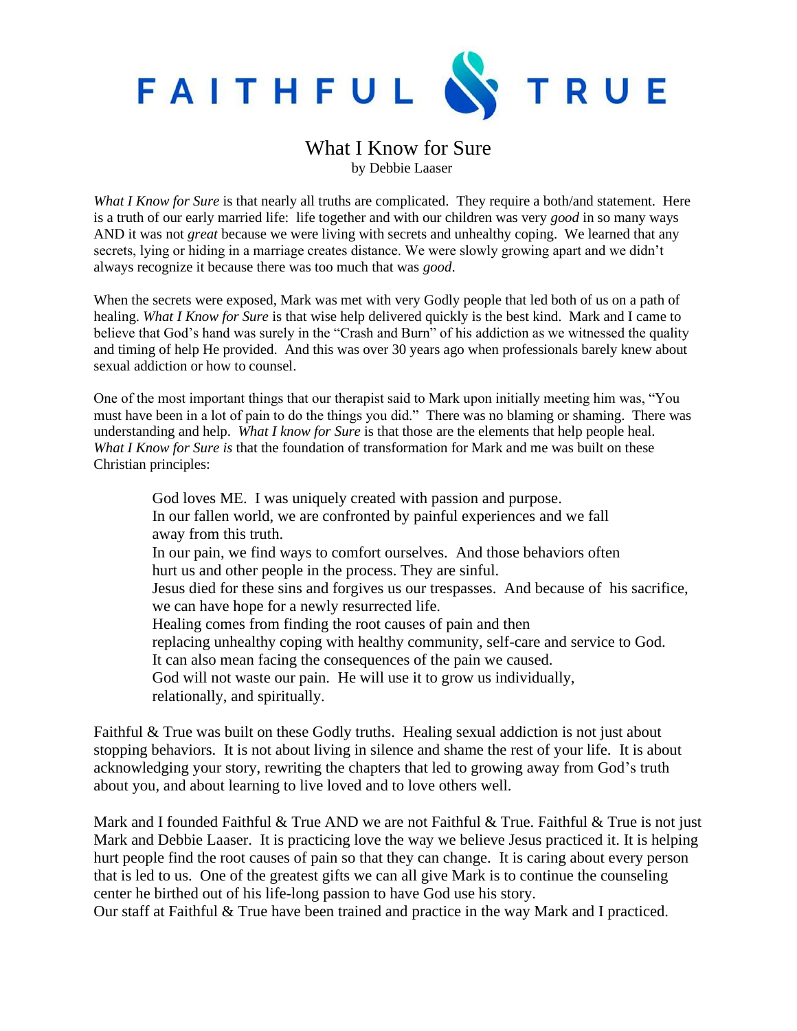# FAITHFUL & TRUE

## What I Know for Sure

by Debbie Laaser

*What I Know for Sure* is that nearly all truths are complicated. They require a both/and statement. Here is a truth of our early married life: life together and with our children was very *good* in so many ways AND it was not *great* because we were living with secrets and unhealthy coping. We learned that any secrets, lying or hiding in a marriage creates distance. We were slowly growing apart and we didn't always recognize it because there was too much that was *good*.

When the secrets were exposed, Mark was met with very Godly people that led both of us on a path of healing. *What I Know for Sure* is that wise help delivered quickly is the best kind. Mark and I came to believe that God's hand was surely in the "Crash and Burn" of his addiction as we witnessed the quality and timing of help He provided. And this was over 30 years ago when professionals barely knew about sexual addiction or how to counsel.

One of the most important things that our therapist said to Mark upon initially meeting him was, "You must have been in a lot of pain to do the things you did." There was no blaming or shaming. There was understanding and help. *What I know for Sure* is that those are the elements that help people heal. *What I Know for Sure is* that the foundation of transformation for Mark and me was built on these Christian principles:

> God loves ME. I was uniquely created with passion and purpose.
> In our fallen world, we are confronted by painful experiences and we fall away from this truth.
> In our pain, we find ways to comfort ourselves. And those behaviors often hurt us and other people in the process. They are sinful.
> Jesus died for these sins and forgives us our trespasses. And because of his sacrifice, we can have hope for a newly resurrected life.
> Healing comes from finding the root causes of pain and then replacing unhealthy coping with healthy community, self-care and service to God.
> It can also mean facing the consequences of the pain we caused.
> God will not waste our pain. He will use it to grow us individually, relationally, and spiritually.

Faithful & True was built on these Godly truths. Healing sexual addiction is not just about stopping behaviors. It is not about living in silence and shame the rest of your life. It is about acknowledging your story, rewriting the chapters that led to growing away from God's truth about you, and about learning to live loved and to love others well.

Mark and I founded Faithful & True AND we are not Faithful & True. Faithful & True is not just Mark and Debbie Laaser. It is practicing love the way we believe Jesus practiced it. It is helping hurt people find the root causes of pain so that they can change. It is caring about every person that is led to us. One of the greatest gifts we can all give Mark is to continue the counseling center he birthed out of his life-long passion to have God use his story.
Our staff at Faithful & True have been trained and practice in the way Mark and I practiced.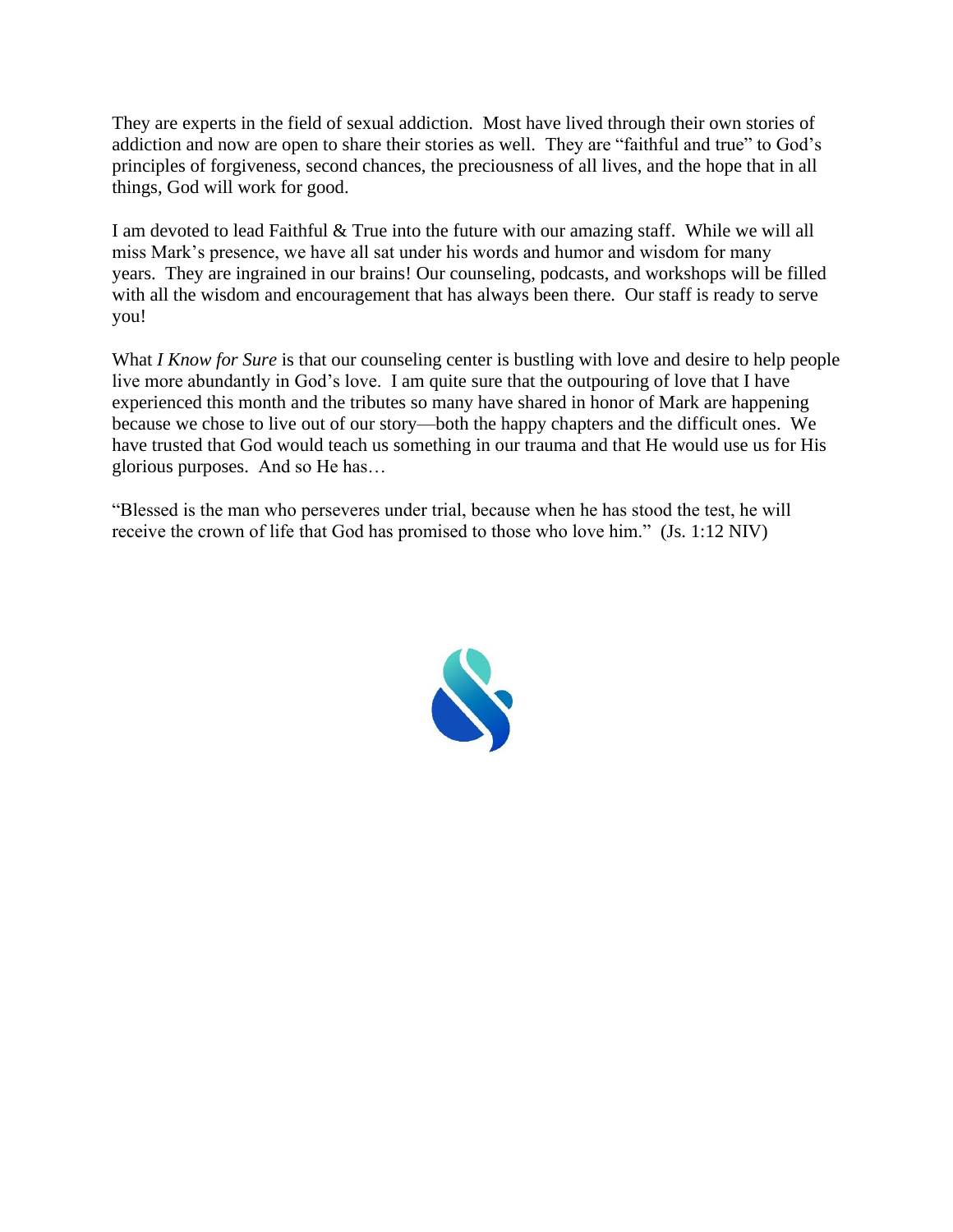They are experts in the field of sexual addiction. Most have lived through their own stories of addiction and now are open to share their stories as well. They are "faithful and true" to God's principles of forgiveness, second chances, the preciousness of all lives, and the hope that in all things, God will work for good.

I am devoted to lead Faithful & True into the future with our amazing staff. While we will all miss Mark's presence, we have all sat under his words and humor and wisdom for many years. They are ingrained in our brains! Our counseling, podcasts, and workshops will be filled with all the wisdom and encouragement that has always been there. Our staff is ready to serve you!

What *I Know for Sure* is that our counseling center is bustling with love and desire to help people live more abundantly in God's love. I am quite sure that the outpouring of love that I have experienced this month and the tributes so many have shared in honor of Mark are happening because we chose to live out of our story—both the happy chapters and the difficult ones. We have trusted that God would teach us something in our trauma and that He would use us for His glorious purposes. And so He has…

"Blessed is the man who perseveres under trial, because when he has stood the test, he will receive the crown of life that God has promised to those who love him." (Js. 1:12 NIV)